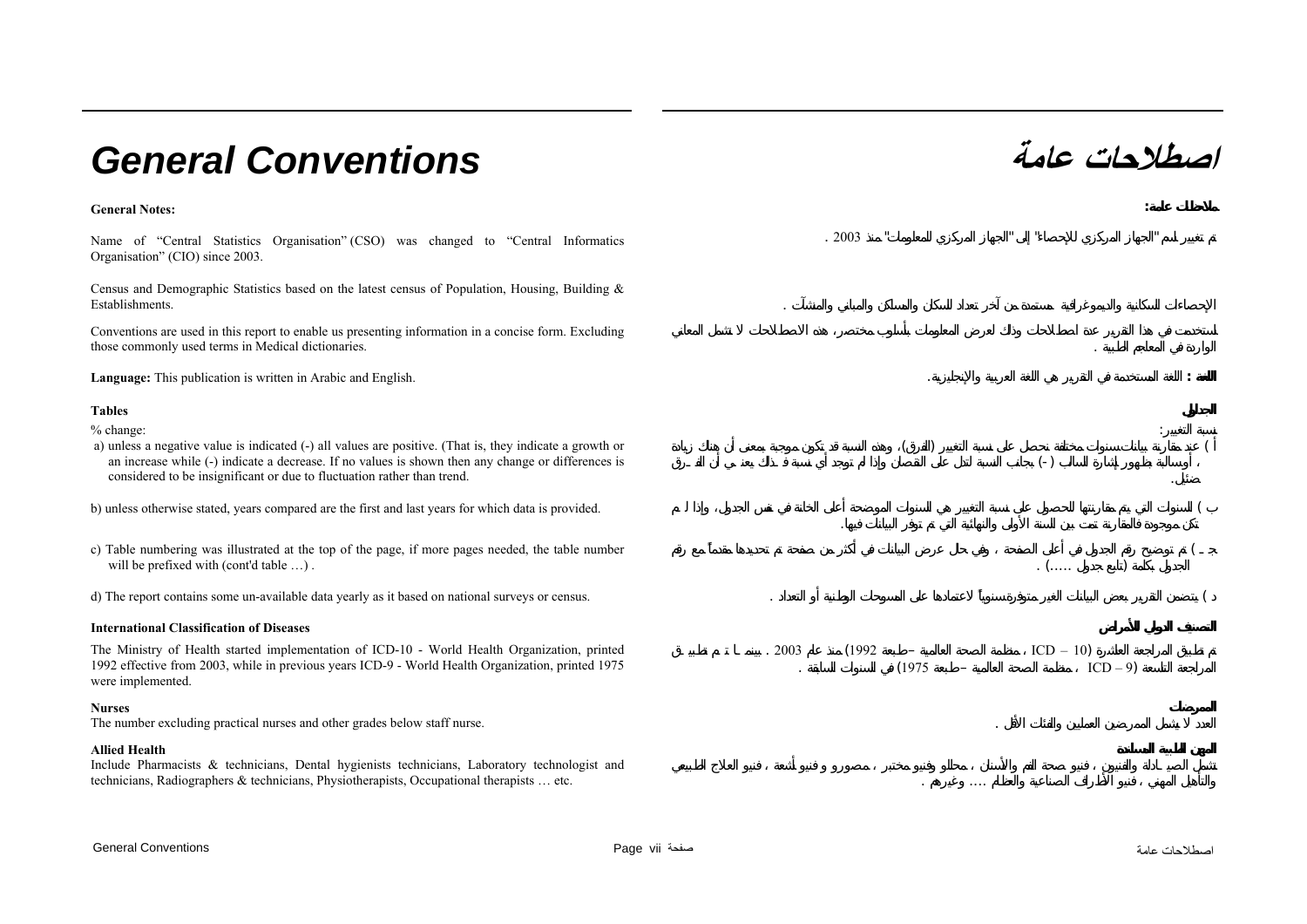# General Conventions

# اصطلاحات عامة

**General Notes:**

Name of "Central Statistics Organisation" (CSO) was changed to "Central Informatics Organisation" (CIO) since 2003.

Census and Demographic Statistics based on the latest census of Population, Housing, Building & Establishments.

Conventions are used in this report to enable us presenting information in a concise form. Excluding those commonly used terms in Medical dictionaries.

**Language:** This publication is written in Arabic and English.

### Tables

% change:

a) unless a negative value is indicated (-) all values are positive. (That is, they indicate a growth or an increase while (-) indicate a decrease. If no values is shown then any change or differences is considered to be insignificant or due to fluctuation rather than trend.

b) unless otherwise stated, years compared are the first and last years for which data is provided.

c) Table numbering was illustrated at the top of the page, if more pages needed, the table number will be prefixed with (cont'd table …) .

d) The report contains some un-available data yearly as it based on national surveys or census.

### International Classification of Diseases

The Ministry of Health started implementation of ICD-10 - World Health Organization, printed 1992 effective from 2003, while in previous years ICD-9 - World Health Organization, printed 1975 were implemented.

### Nurses

The number excluding practical nurses and other grades below staff nurse.

### Allied Health

Include Pharmacists & technicians, Dental hygienists technicians, Laboratory technologist and technicians, Radiographers & technicians, Physiotherapists, Occupational therapists … etc.

**ملاحظات عامة:**

تم تغيير اسم "الجهاز المركزي للإحصاء" إلى "الجهاز المركزي للمعلومات" منذ 2003 .

الإحصاءات السكانية والديموغرافية مستمدة من آخر تعداد للسكان والمساكن والمباني والمنشآت .

استخدمت في هذا التقرير عدة اصطلاحات وذلك لعرض المعلومات بأسلوب مختصر، هذه الاصطلاحات لا تشمل المعاني الواردة في المعاجم الطبية .

**اللغة :** اللغة المستخدمة في التقرير هي اللغة العربية والإنجليزية.

### الجداول

نسبة التغيير:

أ ) عند مقارنة بيانات لسنوات مختلفة تحصل على نسبة التغيير (الفرق)، وهذه النسبة قد تكون موجبة بمعنى أن هناك زيادة، أو سالبة بظهور إشارة السالب (-) بجانب النسبة لتدل على النقصان وإذا لم توجد أي نسبة فذلك يعني أن الفرق ضئيل.

ب ) السنوات التي يتم مقارنتها للحصول على نسبة التغيير هي السنوات الموضحة أعلى الخانة في نفس الجدول، وإذا لم تكن موجودة فالمقارنة تمت بين السنة الأولى والنهائية التي تم توفر البيانات فيها.

جـ ) تم توضيح رقم الجدول في أعلى الصفحة ، وفي حال عرض البيانات في أكثر من صفحة تم تحديدها مقدماً مع رقم الجدول بكلمة (تابع جدول .....) .

د ) يتضمن التقرير بعض البيانات الغير متوفرة سنوياً لاعتمادها على المسوحات الوطنية أو التعداد .

### التصنيف الدولي للأمراض

تم تطبيق المراجعة العاشرة (ICD – 10) ، منظمة الصحة العالمية –طبعة 1992) منذ عام 2003 . بينما تم تطبيق المراجعة التاسعة (ICD – 9 ، منظمة الصحة العالمية –طبعة 1975) في السنوات السابقة .

### الممرضات

العدد لا يشمل الممرضين العمليين والفئات الأقل .

### المهن الطبية المساعدة

تشمل الصيادلة والفنيين ، فنيو صحة الفم والأسنان ، محللو وفنيو مختبر ، مصورو وفنيو أشعة ، فنيو العلاج الطبيعي والتأهيل المهني ، فنيو الأطراف الصناعية والعظام .... وغيرهم .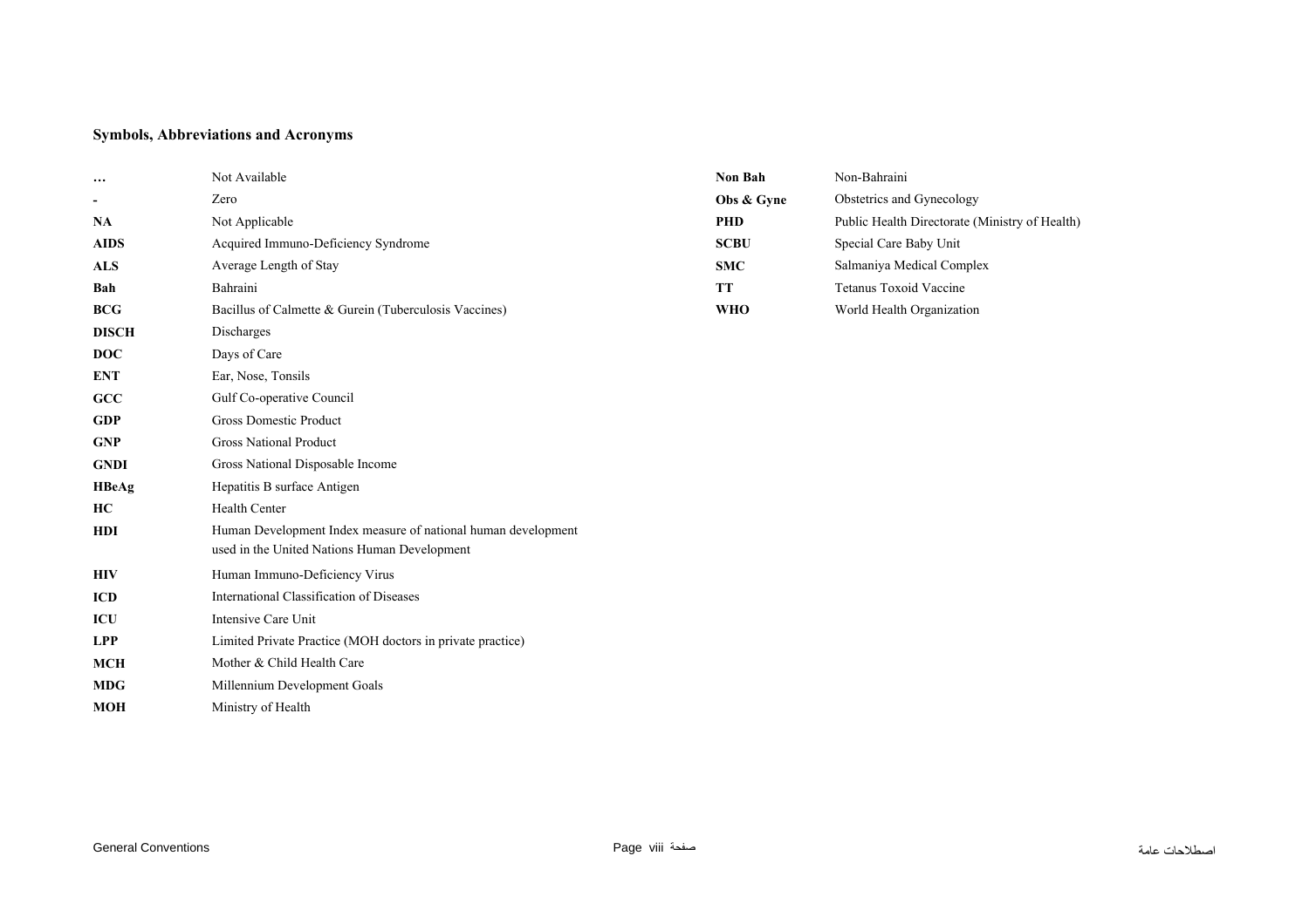### Symbols, Abbreviations and Acronyms

| | |
|---|---|
| **…** | Not Available |
| **-** | Zero |
| **NA** | Not Applicable |
| **AIDS** | Acquired Immuno-Deficiency Syndrome |
| **ALS** | Average Length of Stay |
| **Bah** | Bahraini |
| **BCG** | Bacillus of Calmette & Gurein (Tuberculosis Vaccines) |
| **DISCH** | Discharges |
| **DOC** | Days of Care |
| **ENT** | Ear, Nose, Tonsils |
| **GCC** | Gulf Co-operative Council |
| **GDP** | Gross Domestic Product |
| **GNP** | Gross National Product |
| **GNDI** | Gross National Disposable Income |
| **HBeAg** | Hepatitis B surface Antigen |
| **HC** | Health Center |
| **HDI** | Human Development Index measure of national human development used in the United Nations Human Development |
| **HIV** | Human Immuno-Deficiency Virus |
| **ICD** | International Classification of Diseases |
| **ICU** | Intensive Care Unit |
| **LPP** | Limited Private Practice (MOH doctors in private practice) |
| **MCH** | Mother & Child Health Care |
| **MDG** | Millennium Development Goals |
| **MOH** | Ministry of Health |
| **Non Bah** | Non-Bahraini |
| **Obs & Gyne** | Obstetrics and Gynecology |
| **PHD** | Public Health Directorate (Ministry of Health) |
| **SCBU** | Special Care Baby Unit |
| **SMC** | Salmaniya Medical Complex |
| **TT** | Tetanus Toxoid Vaccine |
| **WHO** | World Health Organization |